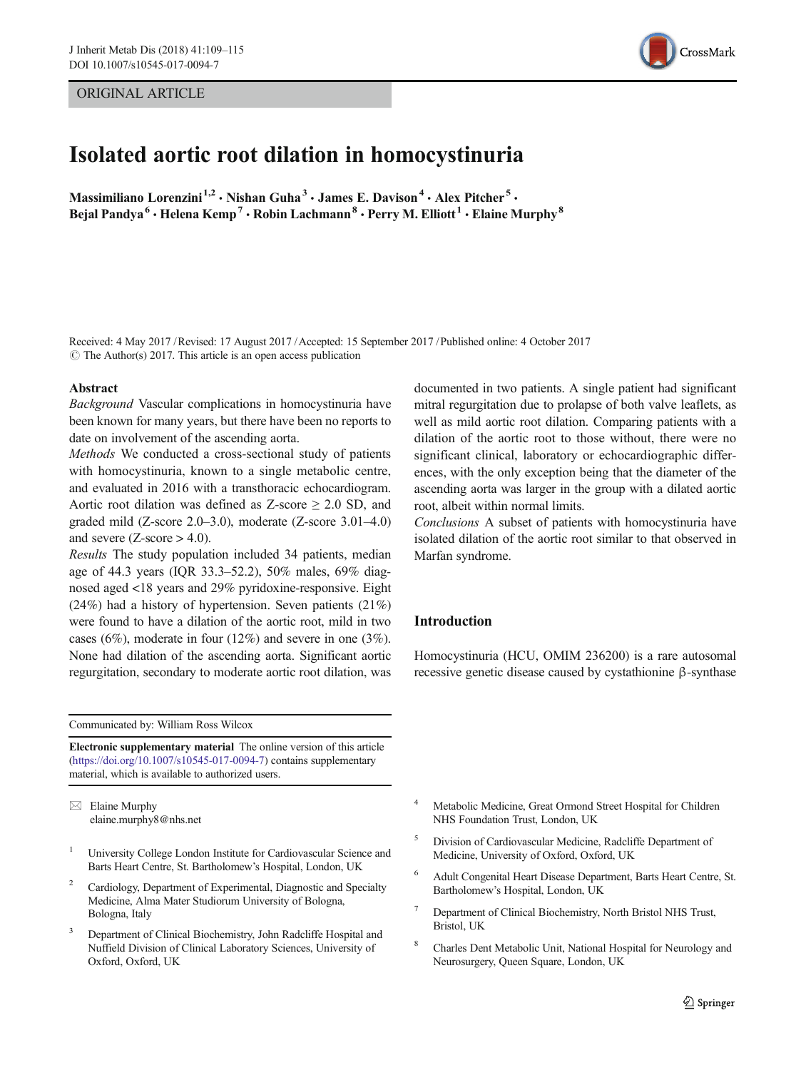ORIGINAL ARTICLE

# Isolated aortic root dilation in homocystinuria

**Massimiliano Lorenzini**[1,2] · **Nishan Guha**[3] · **James E. Davison**[4] · **Alex Pitcher**[5] · **Bejal Pandya**[6] · **Helena Kemp**[7] · **Robin Lachmann**[8] · **Perry M. Elliott**[1] · **Elaine Murphy**[8]

Received: 4 May 2017 / Revised: 17 August 2017 / Accepted: 15 September 2017 / Published online: 4 October 2017
© The Author(s) 2017. This article is an open access publication

## Abstract

*Background* Vascular complications in homocystinuria have been known for many years, but there have been no reports to date on involvement of the ascending aorta.

*Methods* We conducted a cross-sectional study of patients with homocystinuria, known to a single metabolic centre, and evaluated in 2016 with a transthoracic echocardiogram. Aortic root dilation was defined as Z-score ≥ 2.0 SD, and graded mild (Z-score 2.0–3.0), moderate (Z-score 3.01–4.0) and severe (Z-score > 4.0).

*Results* The study population included 34 patients, median age of 44.3 years (IQR 33.3–52.2), 50% males, 69% diagnosed aged <18 years and 29% pyridoxine-responsive. Eight (24%) had a history of hypertension. Seven patients (21%) were found to have a dilation of the aortic root, mild in two cases (6%), moderate in four (12%) and severe in one (3%). None had dilation of the ascending aorta. Significant aortic regurgitation, secondary to moderate aortic root dilation, was documented in two patients. A single patient had significant mitral regurgitation due to prolapse of both valve leaflets, as well as mild aortic root dilation. Comparing patients with a dilation of the aortic root to those without, there were no significant clinical, laboratory or echocardiographic differences, with the only exception being that the diameter of the ascending aorta was larger in the group with a dilated aortic root, albeit within normal limits.

*Conclusions* A subset of patients with homocystinuria have isolated dilation of the aortic root similar to that observed in Marfan syndrome.

## Introduction

Homocystinuria (HCU, OMIM 236200) is a rare autosomal recessive genetic disease caused by cystathionine β-synthase

---

Communicated by: William Ross Wilcox

**Electronic supplementary material** The online version of this article (https://doi.org/10.1007/s10545-017-0094-7) contains supplementary material, which is available to authorized users.

✉ Elaine Murphy
elaine.murphy8@nhs.net

1 University College London Institute for Cardiovascular Science and Barts Heart Centre, St. Bartholomew's Hospital, London, UK

2 Cardiology, Department of Experimental, Diagnostic and Specialty Medicine, Alma Mater Studiorum University of Bologna, Bologna, Italy

3 Department of Clinical Biochemistry, John Radcliffe Hospital and Nuffield Division of Clinical Laboratory Sciences, University of Oxford, Oxford, UK

4 Metabolic Medicine, Great Ormond Street Hospital for Children NHS Foundation Trust, London, UK

5 Division of Cardiovascular Medicine, Radcliffe Department of Medicine, University of Oxford, Oxford, UK

6 Adult Congenital Heart Disease Department, Barts Heart Centre, St. Bartholomew's Hospital, London, UK

7 Department of Clinical Biochemistry, North Bristol NHS Trust, Bristol, UK

8 Charles Dent Metabolic Unit, National Hospital for Neurology and Neurosurgery, Queen Square, London, UK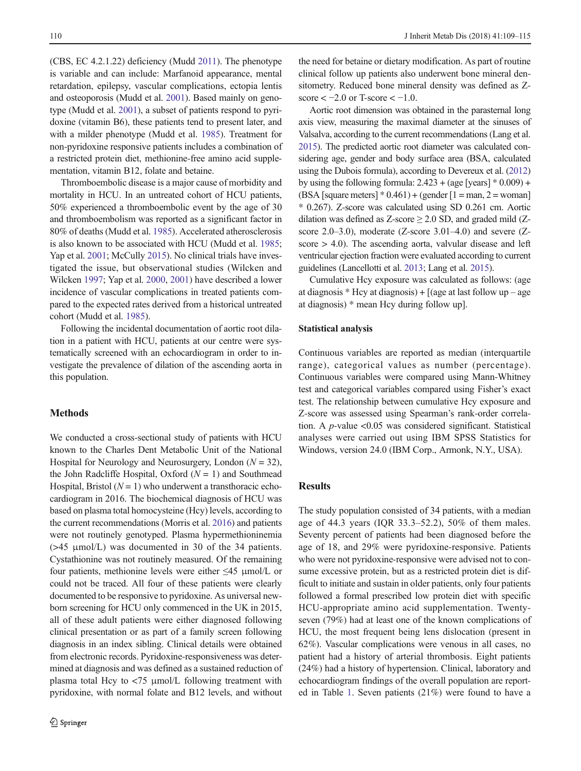(CBS, EC 4.2.1.22) deficiency (Mudd 2011). The phenotype is variable and can include: Marfanoid appearance, mental retardation, epilepsy, vascular complications, ectopia lentis and osteoporosis (Mudd et al. 2001). Based mainly on genotype (Mudd et al. 2001), a subset of patients respond to pyridoxine (vitamin B6), these patients tend to present later, and with a milder phenotype (Mudd et al. 1985). Treatment for non-pyridoxine responsive patients includes a combination of a restricted protein diet, methionine-free amino acid supplementation, vitamin B12, folate and betaine.

Thromboembolic disease is a major cause of morbidity and mortality in HCU. In an untreated cohort of HCU patients, 50% experienced a thromboembolic event by the age of 30 and thromboembolism was reported as a significant factor in 80% of deaths (Mudd et al. 1985). Accelerated atherosclerosis is also known to be associated with HCU (Mudd et al. 1985; Yap et al. 2001; McCully 2015). No clinical trials have investigated the issue, but observational studies (Wilcken and Wilcken 1997; Yap et al. 2000, 2001) have described a lower incidence of vascular complications in treated patients compared to the expected rates derived from a historical untreated cohort (Mudd et al. 1985).

Following the incidental documentation of aortic root dilation in a patient with HCU, patients at our centre were systematically screened with an echocardiogram in order to investigate the prevalence of dilation of the ascending aorta in this population.

## Methods

We conducted a cross-sectional study of patients with HCU known to the Charles Dent Metabolic Unit of the National Hospital for Neurology and Neurosurgery, London ($N = 32$), the John Radcliffe Hospital, Oxford ($N = 1$) and Southmead Hospital, Bristol ($N = 1$) who underwent a transthoracic echocardiogram in 2016. The biochemical diagnosis of HCU was based on plasma total homocysteine (Hcy) levels, according to the current recommendations (Morris et al. 2016) and patients were not routinely genotyped. Plasma hypermethioninemia (>45 μmol/L) was documented in 30 of the 34 patients. Cystathionine was not routinely measured. Of the remaining four patients, methionine levels were either ≤45 μmol/L or could not be traced. All four of these patients were clearly documented to be responsive to pyridoxine. As universal newborn screening for HCU only commenced in the UK in 2015, all of these adult patients were either diagnosed following clinical presentation or as part of a family screen following diagnosis in an index sibling. Clinical details were obtained from electronic records. Pyridoxine-responsiveness was determined at diagnosis and was defined as a sustained reduction of plasma total Hcy to <75 μmol/L following treatment with pyridoxine, with normal folate and B12 levels, and without the need for betaine or dietary modification. As part of routine clinical follow up patients also underwent bone mineral densitometry. Reduced bone mineral density was defined as Z-score < −2.0 or T-score < −1.0.

Aortic root dimension was obtained in the parasternal long axis view, measuring the maximal diameter at the sinuses of Valsalva, according to the current recommendations (Lang et al. 2015). The predicted aortic root diameter was calculated considering age, gender and body surface area (BSA, calculated using the Dubois formula), according to Devereux et al. (2012) by using the following formula: 2.423 + (age [years] * 0.009) + (BSA [square meters] * 0.461) + (gender [1 = man, 2 = woman] * 0.267). Z-score was calculated using SD 0.261 cm. Aortic dilation was defined as Z-score ≥ 2.0 SD, and graded mild (Z-score 2.0–3.0), moderate (Z-score 3.01–4.0) and severe (Z-score > 4.0). The ascending aorta, valvular disease and left ventricular ejection fraction were evaluated according to current guidelines (Lancellotti et al. 2013; Lang et al. 2015).

Cumulative Hcy exposure was calculated as follows: (age at diagnosis * Hcy at diagnosis) + [(age at last follow up – age at diagnosis) * mean Hcy during follow up].

### Statistical analysis

Continuous variables are reported as median (interquartile range), categorical values as number (percentage). Continuous variables were compared using Mann-Whitney test and categorical variables compared using Fisher's exact test. The relationship between cumulative Hcy exposure and Z-score was assessed using Spearman's rank-order correlation. A $p$-value <0.05 was considered significant. Statistical analyses were carried out using IBM SPSS Statistics for Windows, version 24.0 (IBM Corp., Armonk, N.Y., USA).

## Results

The study population consisted of 34 patients, with a median age of 44.3 years (IQR 33.3–52.2), 50% of them males. Seventy percent of patients had been diagnosed before the age of 18, and 29% were pyridoxine-responsive. Patients who were not pyridoxine-responsive were advised not to consume excessive protein, but as a restricted protein diet is difficult to initiate and sustain in older patients, only four patients followed a formal prescribed low protein diet with specific HCU-appropriate amino acid supplementation. Twenty-seven (79%) had at least one of the known complications of HCU, the most frequent being lens dislocation (present in 62%). Vascular complications were venous in all cases, no patient had a history of arterial thrombosis. Eight patients (24%) had a history of hypertension. Clinical, laboratory and echocardiogram findings of the overall population are reported in Table 1. Seven patients (21%) were found to have a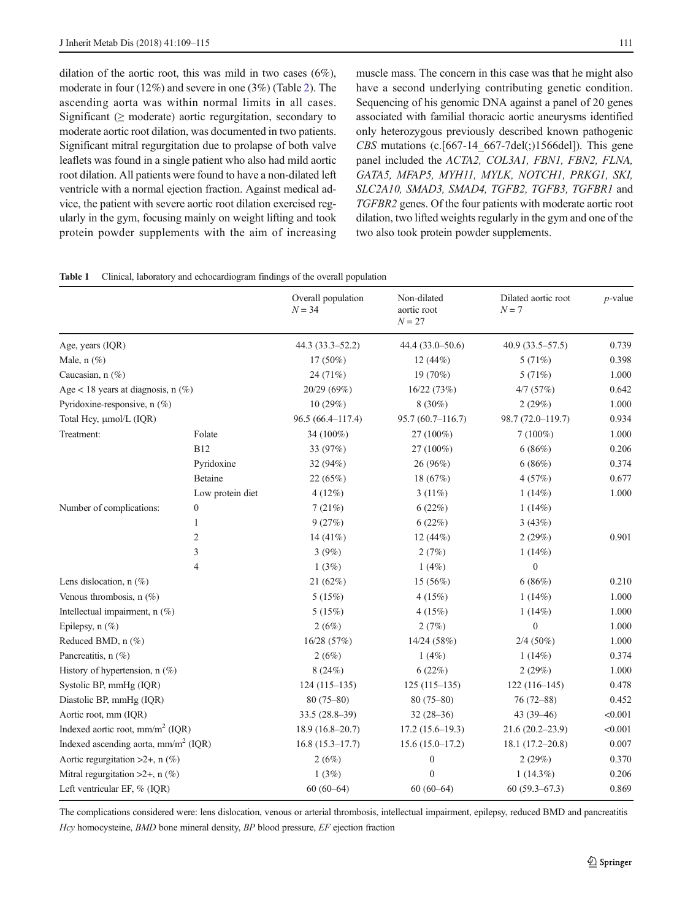dilation of the aortic root, this was mild in two cases (6%), moderate in four (12%) and severe in one (3%) (Table 2). The ascending aorta was within normal limits in all cases. Significant (≥ moderate) aortic regurgitation, secondary to moderate aortic root dilation, was documented in two patients. Significant mitral regurgitation due to prolapse of both valve leaflets was found in a single patient who also had mild aortic root dilation. All patients were found to have a non-dilated left ventricle with a normal ejection fraction. Against medical advice, the patient with severe aortic root dilation exercised regularly in the gym, focusing mainly on weight lifting and took protein powder supplements with the aim of increasing muscle mass. The concern in this case was that he might also have a second underlying contributing genetic condition. Sequencing of his genomic DNA against a panel of 20 genes associated with familial thoracic aortic aneurysms identified only heterozygous previously described known pathogenic *CBS* mutations (c.[667-14_667-7del(;)1566del]). This gene panel included the *ACTA2, COL3A1, FBN1, FBN2, FLNA, GATA5, MFAP5, MYH11, MYLK, NOTCH1, PRKG1, SKI, SLC2A10, SMAD3, SMAD4, TGFB2, TGFB3, TGFBR1* and *TGFBR2* genes. Of the four patients with moderate aortic root dilation, two lifted weights regularly in the gym and one of the two also took protein powder supplements.

**Table 1** Clinical, laboratory and echocardiogram findings of the overall population

| | | Overall population N = 34 | Non-dilated aortic root N = 27 | Dilated aortic root N = 7 | p-value |
|---|---|---|---|---|---|
| Age, years (IQR) | | 44.3 (33.3–52.2) | 44.4 (33.0–50.6) | 40.9 (33.5–57.5) | 0.739 |
| Male, n (%) | | 17 (50%) | 12 (44%) | 5 (71%) | 0.398 |
| Caucasian, n (%) | | 24 (71%) | 19 (70%) | 5 (71%) | 1.000 |
| Age < 18 years at diagnosis, n (%) | | 20/29 (69%) | 16/22 (73%) | 4/7 (57%) | 0.642 |
| Pyridoxine-responsive, n (%) | | 10 (29%) | 8 (30%) | 2 (29%) | 1.000 |
| Total Hcy, μmol/L (IQR) | | 96.5 (66.4–117.4) | 95.7 (60.7–116.7) | 98.7 (72.0–119.7) | 0.934 |
| Treatment: | Folate | 34 (100%) | 27 (100%) | 7 (100%) | 1.000 |
| | B12 | 33 (97%) | 27 (100%) | 6 (86%) | 0.206 |
| | Pyridoxine | 32 (94%) | 26 (96%) | 6 (86%) | 0.374 |
| | Betaine | 22 (65%) | 18 (67%) | 4 (57%) | 0.677 |
| | Low protein diet | 4 (12%) | 3 (11%) | 1 (14%) | 1.000 |
| Number of complications: | 0 | 7 (21%) | 6 (22%) | 1 (14%) | |
| | 1 | 9 (27%) | 6 (22%) | 3 (43%) | |
| | 2 | 14 (41%) | 12 (44%) | 2 (29%) | 0.901 |
| | 3 | 3 (9%) | 2 (7%) | 1 (14%) | |
| | 4 | 1 (3%) | 1 (4%) | 0 | |
| Lens dislocation, n (%) | | 21 (62%) | 15 (56%) | 6 (86%) | 0.210 |
| Venous thrombosis, n (%) | | 5 (15%) | 4 (15%) | 1 (14%) | 1.000 |
| Intellectual impairment, n (%) | | 5 (15%) | 4 (15%) | 1 (14%) | 1.000 |
| Epilepsy, n (%) | | 2 (6%) | 2 (7%) | 0 | 1.000 |
| Reduced BMD, n (%) | | 16/28 (57%) | 14/24 (58%) | 2/4 (50%) | 1.000 |
| Pancreatitis, n (%) | | 2 (6%) | 1 (4%) | 1 (14%) | 0.374 |
| History of hypertension, n (%) | | 8 (24%) | 6 (22%) | 2 (29%) | 1.000 |
| Systolic BP, mmHg (IQR) | | 124 (115–135) | 125 (115–135) | 122 (116–145) | 0.478 |
| Diastolic BP, mmHg (IQR) | | 80 (75–80) | 80 (75–80) | 76 (72–88) | 0.452 |
| Aortic root, mm (IQR) | | 33.5 (28.8–39) | 32 (28–36) | 43 (39–46) | <0.001 |
| Indexed aortic root, mm/m$^2$ (IQR) | | 18.9 (16.8–20.7) | 17.2 (15.6–19.3) | 21.6 (20.2–23.9) | <0.001 |
| Indexed ascending aorta, mm/m$^2$ (IQR) | | 16.8 (15.3–17.7) | 15.6 (15.0–17.2) | 18.1 (17.2–20.8) | 0.007 |
| Aortic regurgitation >2+, n (%) | | 2 (6%) | 0 | 2 (29%) | 0.370 |
| Mitral regurgitation >2+, n (%) | | 1 (3%) | 0 | 1 (14.3%) | 0.206 |
| Left ventricular EF, % (IQR) | | 60 (60–64) | 60 (60–64) | 60 (59.3–67.3) | 0.869 |

The complications considered were: lens dislocation, venous or arterial thrombosis, intellectual impairment, epilepsy, reduced BMD and pancreatitis

*Hcy* homocysteine, *BMD* bone mineral density, *BP* blood pressure, *EF* ejection fraction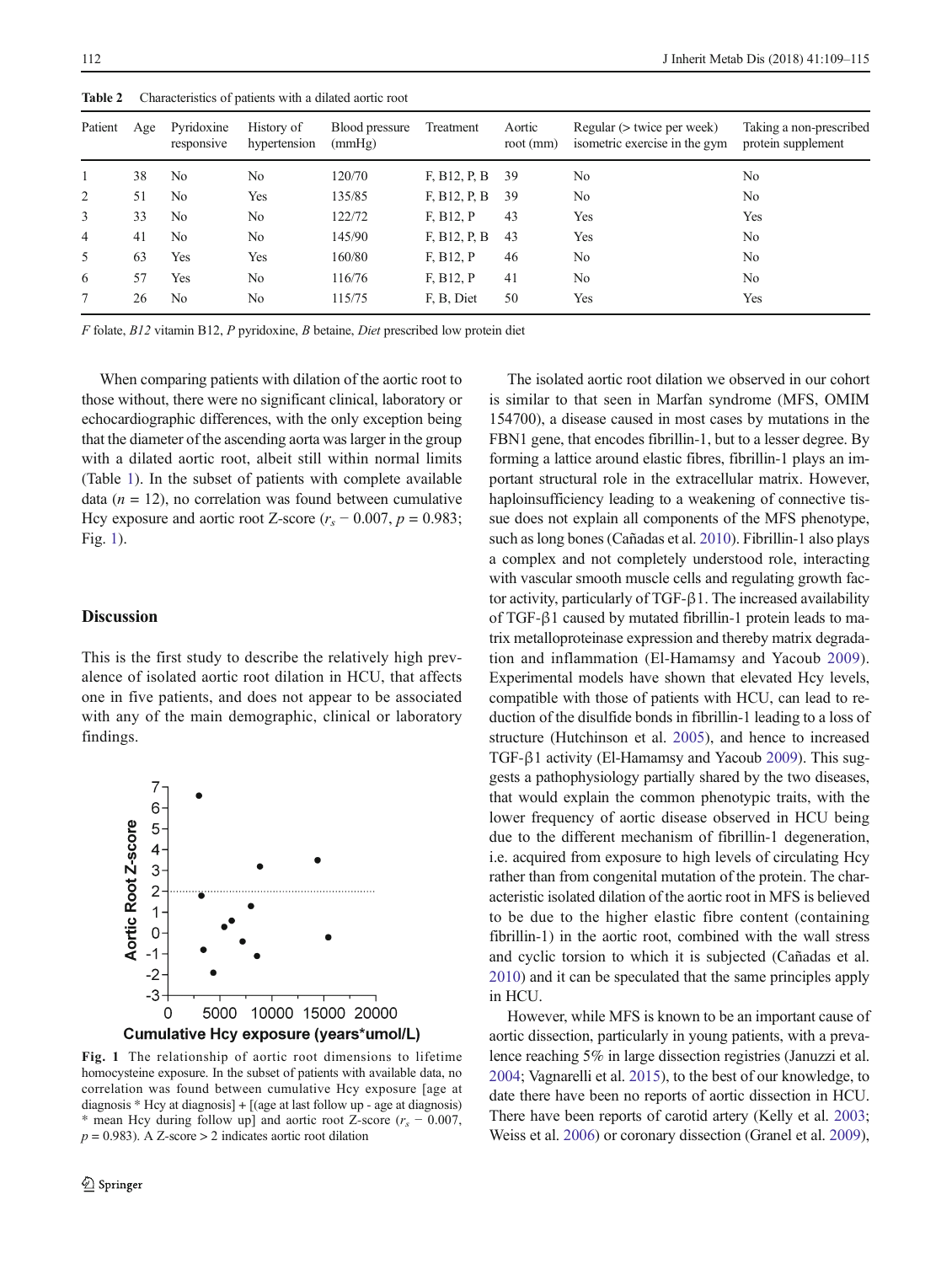**Table 2** Characteristics of patients with a dilated aortic root

| Patient | Age | Pyridoxine responsive | History of hypertension | Blood pressure (mmHg) | Treatment | Aortic root (mm) | Regular (> twice per week) isometric exercise in the gym | Taking a non-prescribed protein supplement |
|---|---|---|---|---|---|---|---|---|
| 1 | 38 | No | No | 120/70 | F, B12, P, B | 39 | No | No |
| 2 | 51 | No | Yes | 135/85 | F, B12, P, B | 39 | No | No |
| 3 | 33 | No | No | 122/72 | F, B12, P | 43 | Yes | Yes |
| 4 | 41 | No | No | 145/90 | F, B12, P, B | 43 | Yes | No |
| 5 | 63 | Yes | Yes | 160/80 | F, B12, P | 46 | No | No |
| 6 | 57 | Yes | No | 116/76 | F, B12, P | 41 | No | No |
| 7 | 26 | No | No | 115/75 | F, B, Diet | 50 | Yes | Yes |

*F* folate, *B12* vitamin B12, *P* pyridoxine, *B* betaine, *Diet* prescribed low protein diet

When comparing patients with dilation of the aortic root to those without, there were no significant clinical, laboratory or echocardiographic differences, with the only exception being that the diameter of the ascending aorta was larger in the group with a dilated aortic root, albeit still within normal limits (Table 1). In the subset of patients with complete available data ($n = 12$), no correlation was found between cumulative Hcy exposure and aortic root Z-score ($r_s - 0.007$, $p = 0.983$; Fig. 1).

## Discussion

This is the first study to describe the relatively high prevalence of isolated aortic root dilation in HCU, that affects one in five patients, and does not appear to be associated with any of the main demographic, clinical or laboratory findings.

**Fig. 1** The relationship of aortic root dimensions to lifetime homocysteine exposure. In the subset of patients with available data, no correlation was found between cumulative Hcy exposure [age at diagnosis * Hcy at diagnosis] + [(age at last follow up - age at diagnosis) * mean Hcy during follow up] and aortic root Z-score ($r_s - 0.007$, $p = 0.983$). A Z-score > 2 indicates aortic root dilation

The isolated aortic root dilation we observed in our cohort is similar to that seen in Marfan syndrome (MFS, OMIM 154700), a disease caused in most cases by mutations in the FBN1 gene, that encodes fibrillin-1, but to a lesser degree. By forming a lattice around elastic fibres, fibrillin-1 plays an important structural role in the extracellular matrix. However, haploinsufficiency leading to a weakening of connective tissue does not explain all components of the MFS phenotype, such as long bones (Cañadas et al. 2010). Fibrillin-1 also plays a complex and not completely understood role, interacting with vascular smooth muscle cells and regulating growth factor activity, particularly of TGF-β1. The increased availability of TGF-β1 caused by mutated fibrillin-1 protein leads to matrix metalloproteinase expression and thereby matrix degradation and inflammation (El-Hamamsy and Yacoub 2009). Experimental models have shown that elevated Hcy levels, compatible with those of patients with HCU, can lead to reduction of the disulfide bonds in fibrillin-1 leading to a loss of structure (Hutchinson et al. 2005), and hence to increased TGF-β1 activity (El-Hamamsy and Yacoub 2009). This suggests a pathophysiology partially shared by the two diseases, that would explain the common phenotypic traits, with the lower frequency of aortic disease observed in HCU being due to the different mechanism of fibrillin-1 degeneration, i.e. acquired from exposure to high levels of circulating Hcy rather than from congenital mutation of the protein. The characteristic isolated dilation of the aortic root in MFS is believed to be due to the higher elastic fibre content (containing fibrillin-1) in the aortic root, combined with the wall stress and cyclic torsion to which it is subjected (Cañadas et al. 2010) and it can be speculated that the same principles apply in HCU.

However, while MFS is known to be an important cause of aortic dissection, particularly in young patients, with a prevalence reaching 5% in large dissection registries (Januzzi et al. 2004; Vagnarelli et al. 2015), to the best of our knowledge, to date there have been no reports of aortic dissection in HCU. There have been reports of carotid artery (Kelly et al. 2003; Weiss et al. 2006) or coronary dissection (Granel et al. 2009),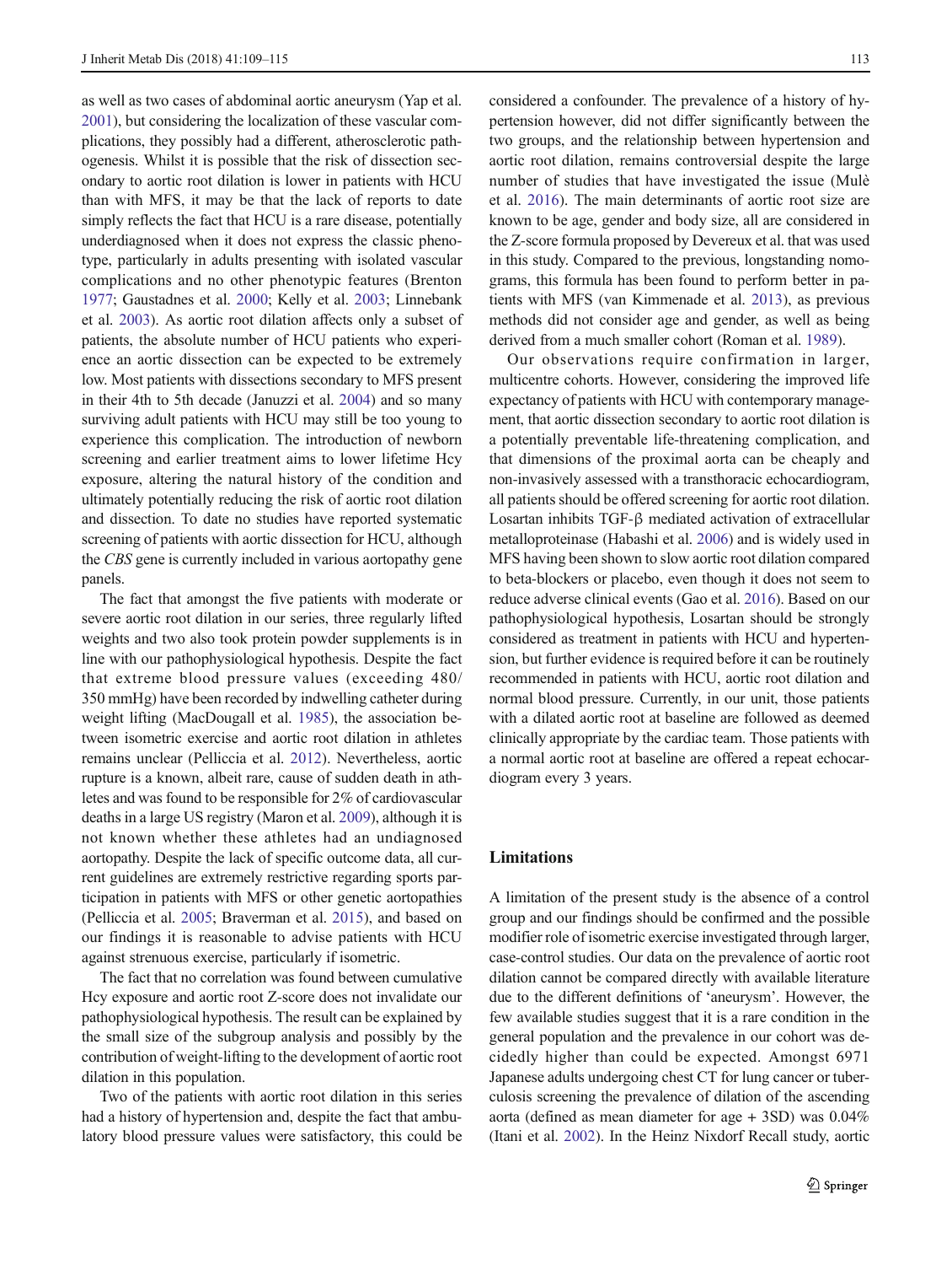as well as two cases of abdominal aortic aneurysm (Yap et al. 2001), but considering the localization of these vascular complications, they possibly had a different, atherosclerotic pathogenesis. Whilst it is possible that the risk of dissection secondary to aortic root dilation is lower in patients with HCU than with MFS, it may be that the lack of reports to date simply reflects the fact that HCU is a rare disease, potentially underdiagnosed when it does not express the classic phenotype, particularly in adults presenting with isolated vascular complications and no other phenotypic features (Brenton 1977; Gaustadnes et al. 2000; Kelly et al. 2003; Linnebank et al. 2003). As aortic root dilation affects only a subset of patients, the absolute number of HCU patients who experience an aortic dissection can be expected to be extremely low. Most patients with dissections secondary to MFS present in their 4th to 5th decade (Januzzi et al. 2004) and so many surviving adult patients with HCU may still be too young to experience this complication. The introduction of newborn screening and earlier treatment aims to lower lifetime Hcy exposure, altering the natural history of the condition and ultimately potentially reducing the risk of aortic root dilation and dissection. To date no studies have reported systematic screening of patients with aortic dissection for HCU, although the *CBS* gene is currently included in various aortopathy gene panels.

The fact that amongst the five patients with moderate or severe aortic root dilation in our series, three regularly lifted weights and two also took protein powder supplements is in line with our pathophysiological hypothesis. Despite the fact that extreme blood pressure values (exceeding 480/350 mmHg) have been recorded by indwelling catheter during weight lifting (MacDougall et al. 1985), the association between isometric exercise and aortic root dilation in athletes remains unclear (Pelliccia et al. 2012). Nevertheless, aortic rupture is a known, albeit rare, cause of sudden death in athletes and was found to be responsible for 2% of cardiovascular deaths in a large US registry (Maron et al. 2009), although it is not known whether these athletes had an undiagnosed aortopathy. Despite the lack of specific outcome data, all current guidelines are extremely restrictive regarding sports participation in patients with MFS or other genetic aortopathies (Pelliccia et al. 2005; Braverman et al. 2015), and based on our findings it is reasonable to advise patients with HCU against strenuous exercise, particularly if isometric.

The fact that no correlation was found between cumulative Hcy exposure and aortic root Z-score does not invalidate our pathophysiological hypothesis. The result can be explained by the small size of the subgroup analysis and possibly by the contribution of weight-lifting to the development of aortic root dilation in this population.

Two of the patients with aortic root dilation in this series had a history of hypertension and, despite the fact that ambulatory blood pressure values were satisfactory, this could be considered a confounder. The prevalence of a history of hypertension however, did not differ significantly between the two groups, and the relationship between hypertension and aortic root dilation, remains controversial despite the large number of studies that have investigated the issue (Mulè et al. 2016). The main determinants of aortic root size are known to be age, gender and body size, all are considered in the Z-score formula proposed by Devereux et al. that was used in this study. Compared to the previous, longstanding nomograms, this formula has been found to perform better in patients with MFS (van Kimmenade et al. 2013), as previous methods did not consider age and gender, as well as being derived from a much smaller cohort (Roman et al. 1989).

Our observations require confirmation in larger, multicentre cohorts. However, considering the improved life expectancy of patients with HCU with contemporary management, that aortic dissection secondary to aortic root dilation is a potentially preventable life-threatening complication, and that dimensions of the proximal aorta can be cheaply and non-invasively assessed with a transthoracic echocardiogram, all patients should be offered screening for aortic root dilation. Losartan inhibits TGF-β mediated activation of extracellular metalloproteinase (Habashi et al. 2006) and is widely used in MFS having been shown to slow aortic root dilation compared to beta-blockers or placebo, even though it does not seem to reduce adverse clinical events (Gao et al. 2016). Based on our pathophysiological hypothesis, Losartan should be strongly considered as treatment in patients with HCU and hypertension, but further evidence is required before it can be routinely recommended in patients with HCU, aortic root dilation and normal blood pressure. Currently, in our unit, those patients with a dilated aortic root at baseline are followed as deemed clinically appropriate by the cardiac team. Those patients with a normal aortic root at baseline are offered a repeat echocardiogram every 3 years.

## Limitations

A limitation of the present study is the absence of a control group and our findings should be confirmed and the possible modifier role of isometric exercise investigated through larger, case-control studies. Our data on the prevalence of aortic root dilation cannot be compared directly with available literature due to the different definitions of 'aneurysm'. However, the few available studies suggest that it is a rare condition in the general population and the prevalence in our cohort was decidedly higher than could be expected. Amongst 6971 Japanese adults undergoing chest CT for lung cancer or tuberculosis screening the prevalence of dilation of the ascending aorta (defined as mean diameter for age + 3SD) was 0.04% (Itani et al. 2002). In the Heinz Nixdorf Recall study, aortic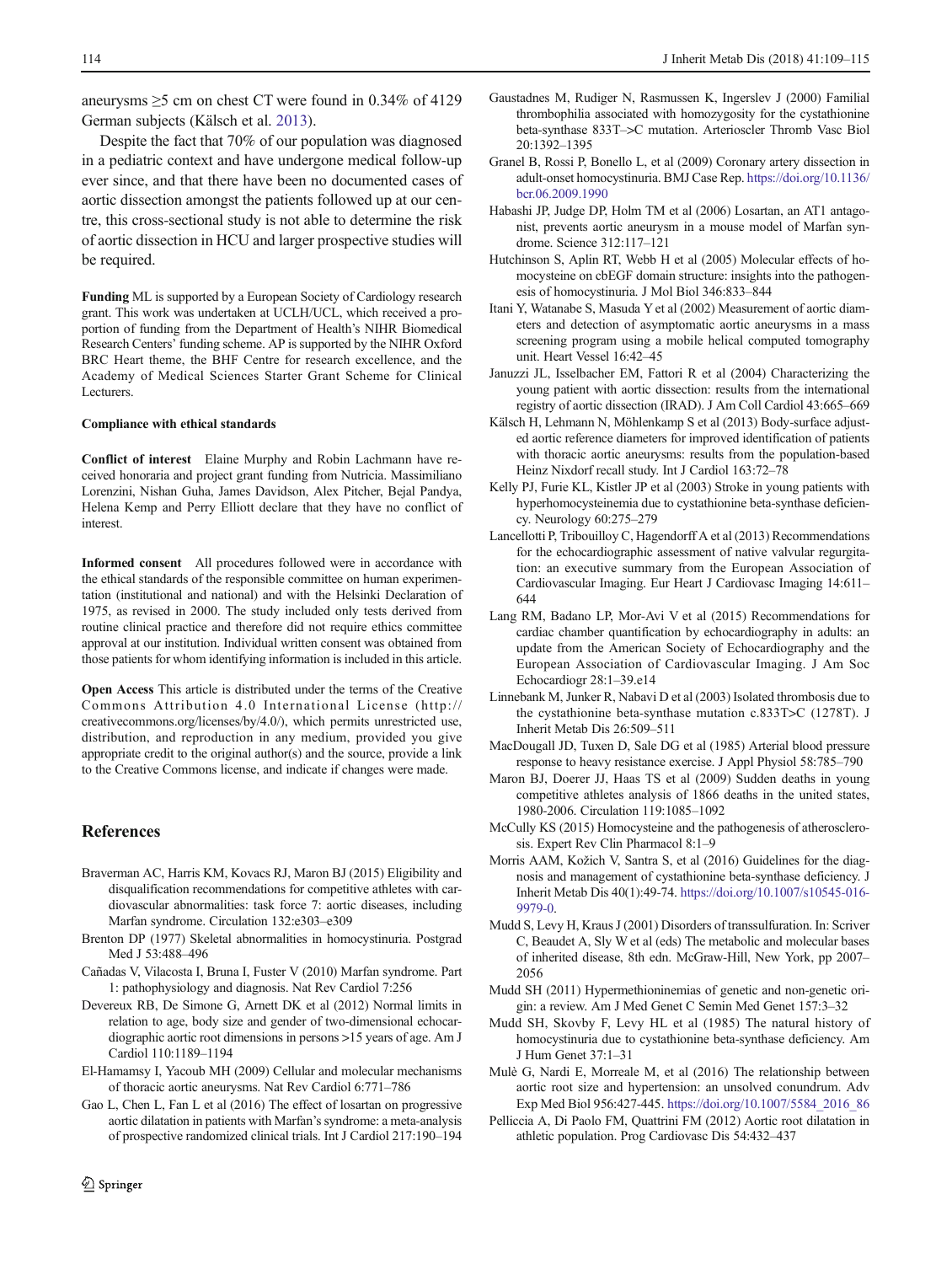aneurysms ≥5 cm on chest CT were found in 0.34% of 4129 German subjects (Kälsch et al. 2013).

Despite the fact that 70% of our population was diagnosed in a pediatric context and have undergone medical follow-up ever since, and that there have been no documented cases of aortic dissection amongst the patients followed up at our centre, this cross-sectional study is not able to determine the risk of aortic dissection in HCU and larger prospective studies will be required.

**Funding** ML is supported by a European Society of Cardiology research grant. This work was undertaken at UCLH/UCL, which received a proportion of funding from the Department of Health's NIHR Biomedical Research Centers' funding scheme. AP is supported by the NIHR Oxford BRC Heart theme, the BHF Centre for research excellence, and the Academy of Medical Sciences Starter Grant Scheme for Clinical Lecturers.

**Compliance with ethical standards**

**Conflict of interest** Elaine Murphy and Robin Lachmann have received honoraria and project grant funding from Nutricia. Massimiliano Lorenzini, Nishan Guha, James Davidson, Alex Pitcher, Bejal Pandya, Helena Kemp and Perry Elliott declare that they have no conflict of interest.

**Informed consent** All procedures followed were in accordance with the ethical standards of the responsible committee on human experimentation (institutional and national) and with the Helsinki Declaration of 1975, as revised in 2000. The study included only tests derived from routine clinical practice and therefore did not require ethics committee approval at our institution. Individual written consent was obtained from those patients for whom identifying information is included in this article.

**Open Access** This article is distributed under the terms of the Creative Commons Attribution 4.0 International License (http://creativecommons.org/licenses/by/4.0/), which permits unrestricted use, distribution, and reproduction in any medium, provided you give appropriate credit to the original author(s) and the source, provide a link to the Creative Commons license, and indicate if changes were made.

## References

Braverman AC, Harris KM, Kovacs RJ, Maron BJ (2015) Eligibility and disqualification recommendations for competitive athletes with cardiovascular abnormalities: task force 7: aortic diseases, including Marfan syndrome. Circulation 132:e303–e309

Brenton DP (1977) Skeletal abnormalities in homocystinuria. Postgrad Med J 53:488–496

Cañadas V, Vilacosta I, Bruna I, Fuster V (2010) Marfan syndrome. Part 1: pathophysiology and diagnosis. Nat Rev Cardiol 7:256

Devereux RB, De Simone G, Arnett DK et al (2012) Normal limits in relation to age, body size and gender of two-dimensional echocardiographic aortic root dimensions in persons >15 years of age. Am J Cardiol 110:1189–1194

El-Hamamsy I, Yacoub MH (2009) Cellular and molecular mechanisms of thoracic aortic aneurysms. Nat Rev Cardiol 6:771–786

Gao L, Chen L, Fan L et al (2016) The effect of losartan on progressive aortic dilatation in patients with Marfan's syndrome: a meta-analysis of prospective randomized clinical trials. Int J Cardiol 217:190–194

Gaustadnes M, Rudiger N, Rasmussen K, Ingerslev J (2000) Familial thrombophilia associated with homozygosity for the cystathionine beta-synthase 833T–>C mutation. Arterioscler Thromb Vasc Biol 20:1392–1395

Granel B, Rossi P, Bonello L, et al (2009) Coronary artery dissection in adult-onset homocystinuria. BMJ Case Rep. https://doi.org/10.1136/bcr.06.2009.1990

Habashi JP, Judge DP, Holm TM et al (2006) Losartan, an AT1 antagonist, prevents aortic aneurysm in a mouse model of Marfan syndrome. Science 312:117–121

Hutchinson S, Aplin RT, Webb H et al (2005) Molecular effects of homocysteine on cbEGF domain structure: insights into the pathogenesis of homocystinuria. J Mol Biol 346:833–844

Itani Y, Watanabe S, Masuda Y et al (2002) Measurement of aortic diameters and detection of asymptomatic aortic aneurysms in a mass screening program using a mobile helical computed tomography unit. Heart Vessel 16:42–45

Januzzi JL, Isselbacher EM, Fattori R et al (2004) Characterizing the young patient with aortic dissection: results from the international registry of aortic dissection (IRAD). J Am Coll Cardiol 43:665–669

Kälsch H, Lehmann N, Möhlenkamp S et al (2013) Body-surface adjusted aortic reference diameters for improved identification of patients with thoracic aortic aneurysms: results from the population-based Heinz Nixdorf recall study. Int J Cardiol 163:72–78

Kelly PJ, Furie KL, Kistler JP et al (2003) Stroke in young patients with hyperhomocysteinemia due to cystathionine beta-synthase deficiency. Neurology 60:275–279

Lancellotti P, Tribouilloy C, Hagendorff A et al (2013) Recommendations for the echocardiographic assessment of native valvular regurgitation: an executive summary from the European Association of Cardiovascular Imaging. Eur Heart J Cardiovasc Imaging 14:611–644

Lang RM, Badano LP, Mor-Avi V et al (2015) Recommendations for cardiac chamber quantification by echocardiography in adults: an update from the American Society of Echocardiography and the European Association of Cardiovascular Imaging. J Am Soc Echocardiogr 28:1–39.e14

Linnebank M, Junker R, Nabavi D et al (2003) Isolated thrombosis due to the cystathionine beta-synthase mutation c.833T>C (1278T). J Inherit Metab Dis 26:509–511

MacDougall JD, Tuxen D, Sale DG et al (1985) Arterial blood pressure response to heavy resistance exercise. J Appl Physiol 58:785–790

Maron BJ, Doerer JJ, Haas TS et al (2009) Sudden deaths in young competitive athletes analysis of 1866 deaths in the united states, 1980-2006. Circulation 119:1085–1092

McCully KS (2015) Homocysteine and the pathogenesis of atherosclerosis. Expert Rev Clin Pharmacol 8:1–9

Morris AAM, Kožich V, Santra S, et al (2016) Guidelines for the diagnosis and management of cystathionine beta-synthase deficiency. J Inherit Metab Dis 40(1):49-74. https://doi.org/10.1007/s10545-016-9979-0.

Mudd S, Levy H, Kraus J (2001) Disorders of transsulfuration. In: Scriver C, Beaudet A, Sly W et al (eds) The metabolic and molecular bases of inherited disease, 8th edn. McGraw-Hill, New York, pp 2007–2056

Mudd SH (2011) Hypermethioninemias of genetic and non-genetic origin: a review. Am J Med Genet C Semin Med Genet 157:3–32

Mudd SH, Skovby F, Levy HL et al (1985) The natural history of homocystinuria due to cystathionine beta-synthase deficiency. Am J Hum Genet 37:1–31

Mulè G, Nardi E, Morreale M, et al (2016) The relationship between aortic root size and hypertension: an unsolved conundrum. Adv Exp Med Biol 956:427-445. https://doi.org/10.1007/5584_2016_86

Pelliccia A, Di Paolo FM, Quattrini FM (2012) Aortic root dilatation in athletic population. Prog Cardiovasc Dis 54:432–437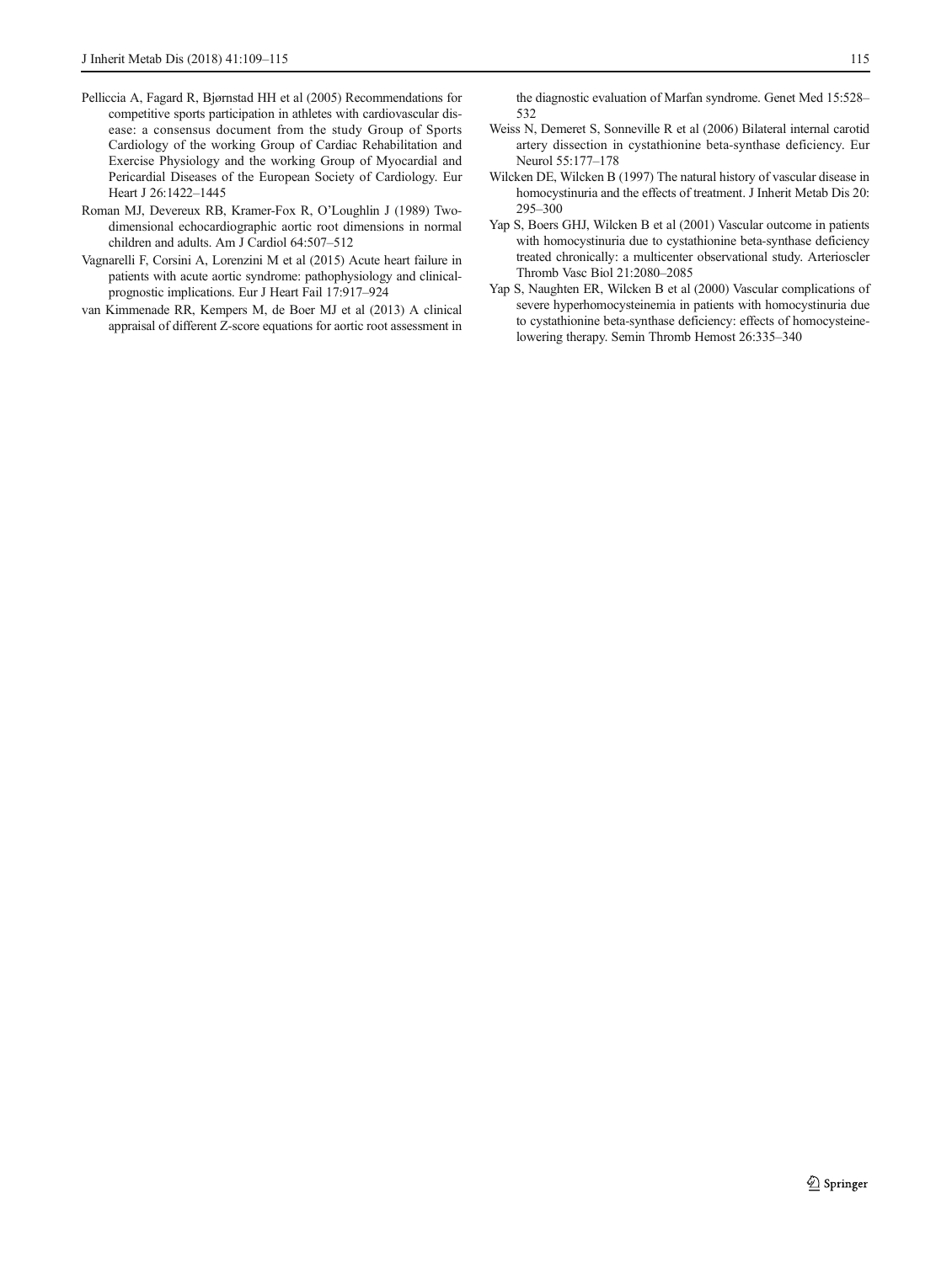Pelliccia A, Fagard R, Bjørnstad HH et al (2005) Recommendations for competitive sports participation in athletes with cardiovascular disease: a consensus document from the study Group of Sports Cardiology of the working Group of Cardiac Rehabilitation and Exercise Physiology and the working Group of Myocardial and Pericardial Diseases of the European Society of Cardiology. Eur Heart J 26:1422–1445

Roman MJ, Devereux RB, Kramer-Fox R, O'Loughlin J (1989) Two-dimensional echocardiographic aortic root dimensions in normal children and adults. Am J Cardiol 64:507–512

Vagnarelli F, Corsini A, Lorenzini M et al (2015) Acute heart failure in patients with acute aortic syndrome: pathophysiology and clinical-prognostic implications. Eur J Heart Fail 17:917–924

van Kimmenade RR, Kempers M, de Boer MJ et al (2013) A clinical appraisal of different Z-score equations for aortic root assessment in the diagnostic evaluation of Marfan syndrome. Genet Med 15:528–532

Weiss N, Demeret S, Sonneville R et al (2006) Bilateral internal carotid artery dissection in cystathionine beta-synthase deficiency. Eur Neurol 55:177–178

Wilcken DE, Wilcken B (1997) The natural history of vascular disease in homocystinuria and the effects of treatment. J Inherit Metab Dis 20: 295–300

Yap S, Boers GHJ, Wilcken B et al (2001) Vascular outcome in patients with homocystinuria due to cystathionine beta-synthase deficiency treated chronically: a multicenter observational study. Arterioscler Thromb Vasc Biol 21:2080–2085

Yap S, Naughten ER, Wilcken B et al (2000) Vascular complications of severe hyperhomocysteinemia in patients with homocystinuria due to cystathionine beta-synthase deficiency: effects of homocysteine-lowering therapy. Semin Thromb Hemost 26:335–340